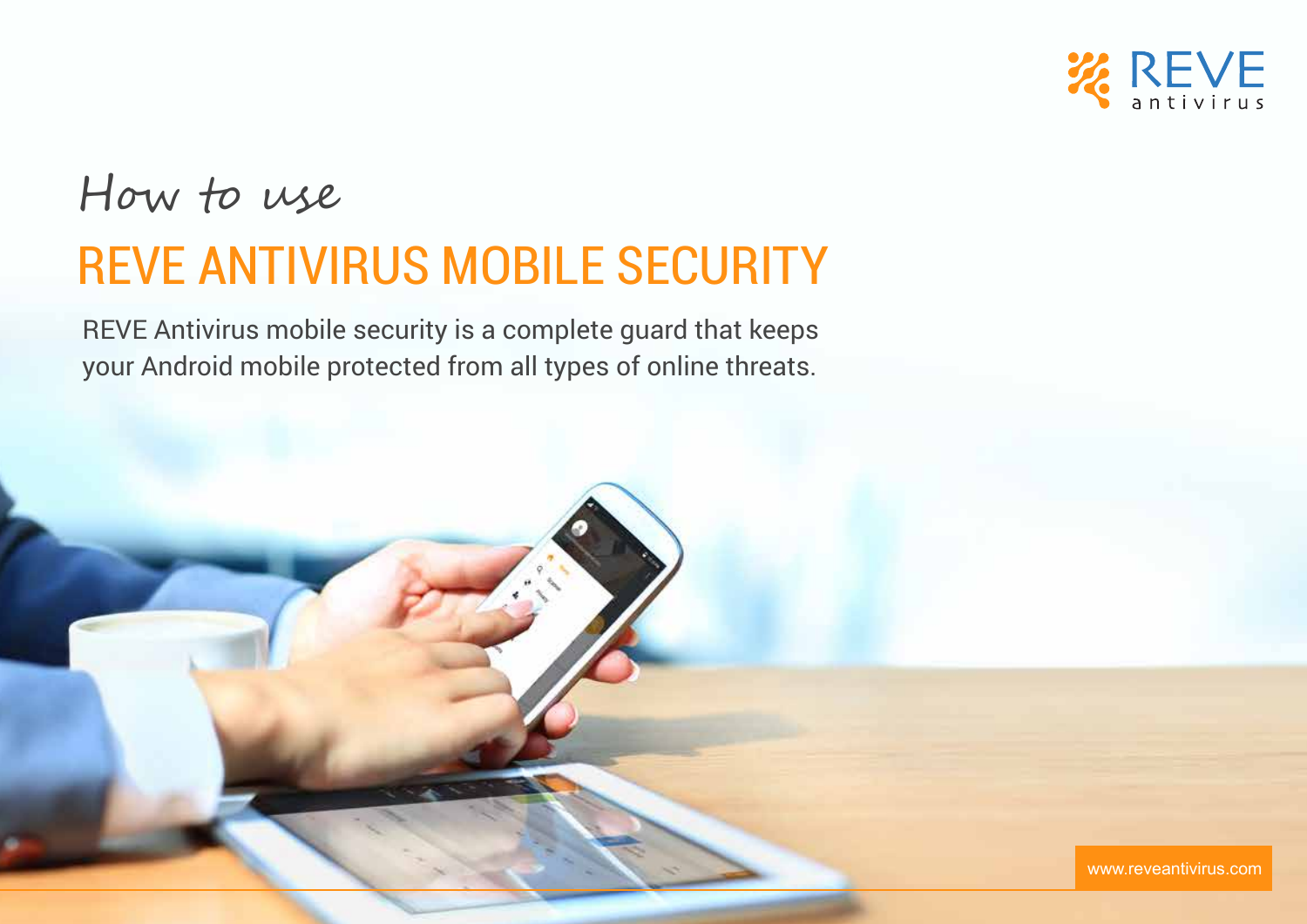REVE antivirus

How to use

# REVE ANTIVIRUS MOBILE SECURITY

REVE Antivirus mobile security is a complete guard that keeps your Android mobile protected from all types of online threats.

www.reveantivirus.com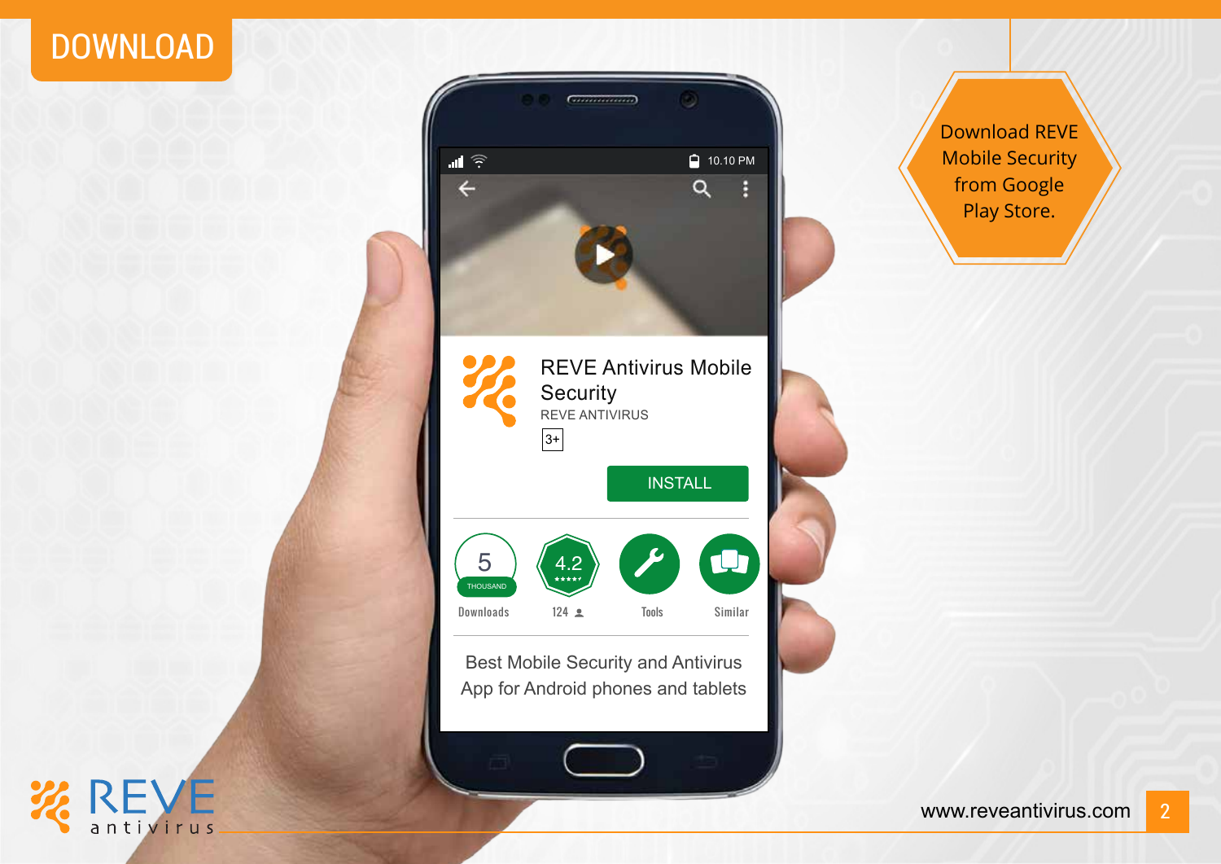# DOWNLOAD

Download REVE Mobile Security from Google Play Store.

REVE Antivirus Mobile Security

REVE ANTIVIRUS

3+

INSTALL

5 THOUSAND Downloads

4.2 124

Tools

Similar

Best Mobile Security and Antivirus App for Android phones and tablets

www.reveantivirus.com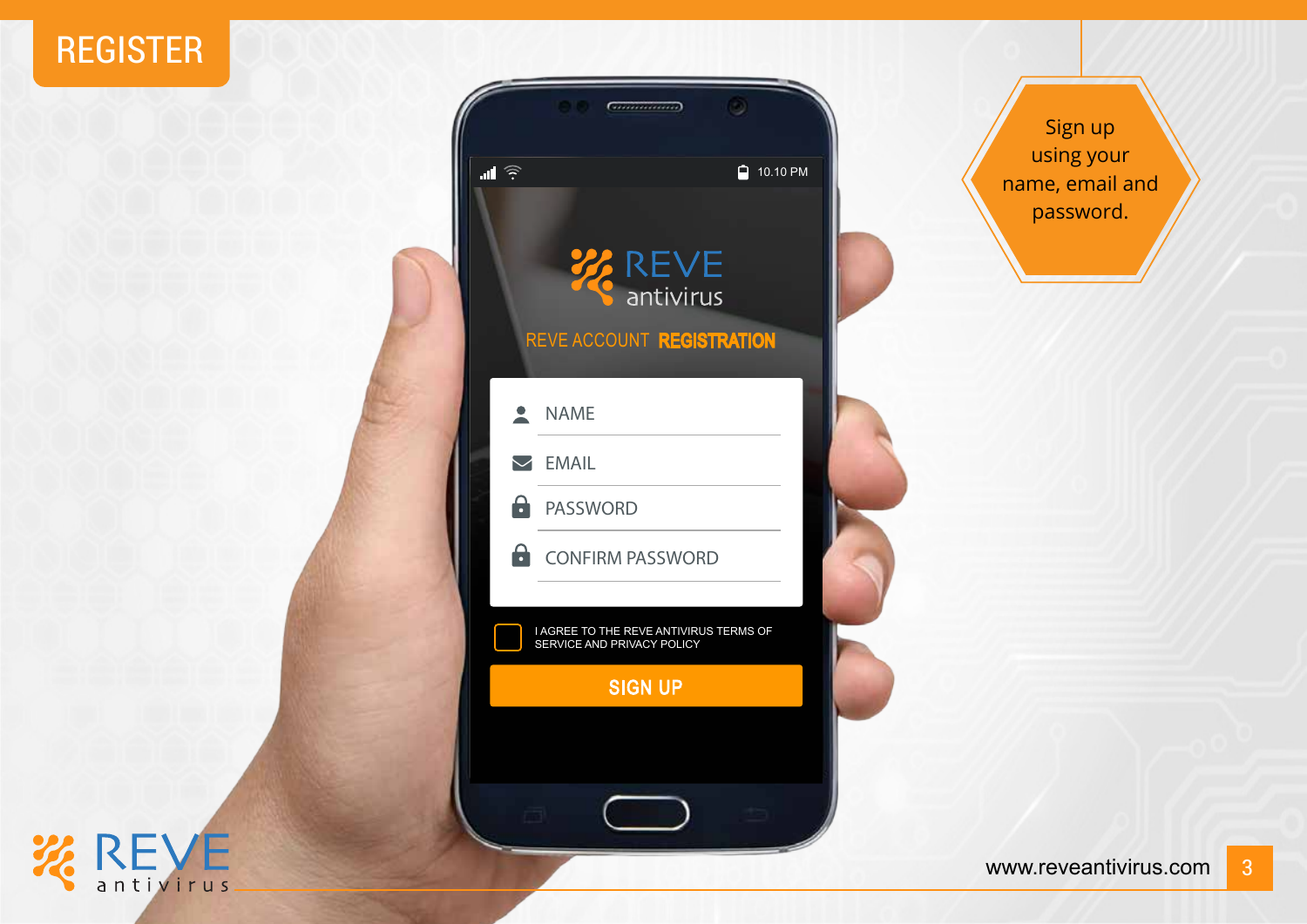# REGISTER

Sign up using your name, email and password.

REVE antivirus

REVE ACCOUNT **REGISTRATION**

NAME

EMAIL

PASSWORD

CONFIRM PASSWORD

I AGREE TO THE REVE ANTIVIRUS TERMS OF SERVICE AND PRIVACY POLICY

SIGN UP

www.reveantivirus.com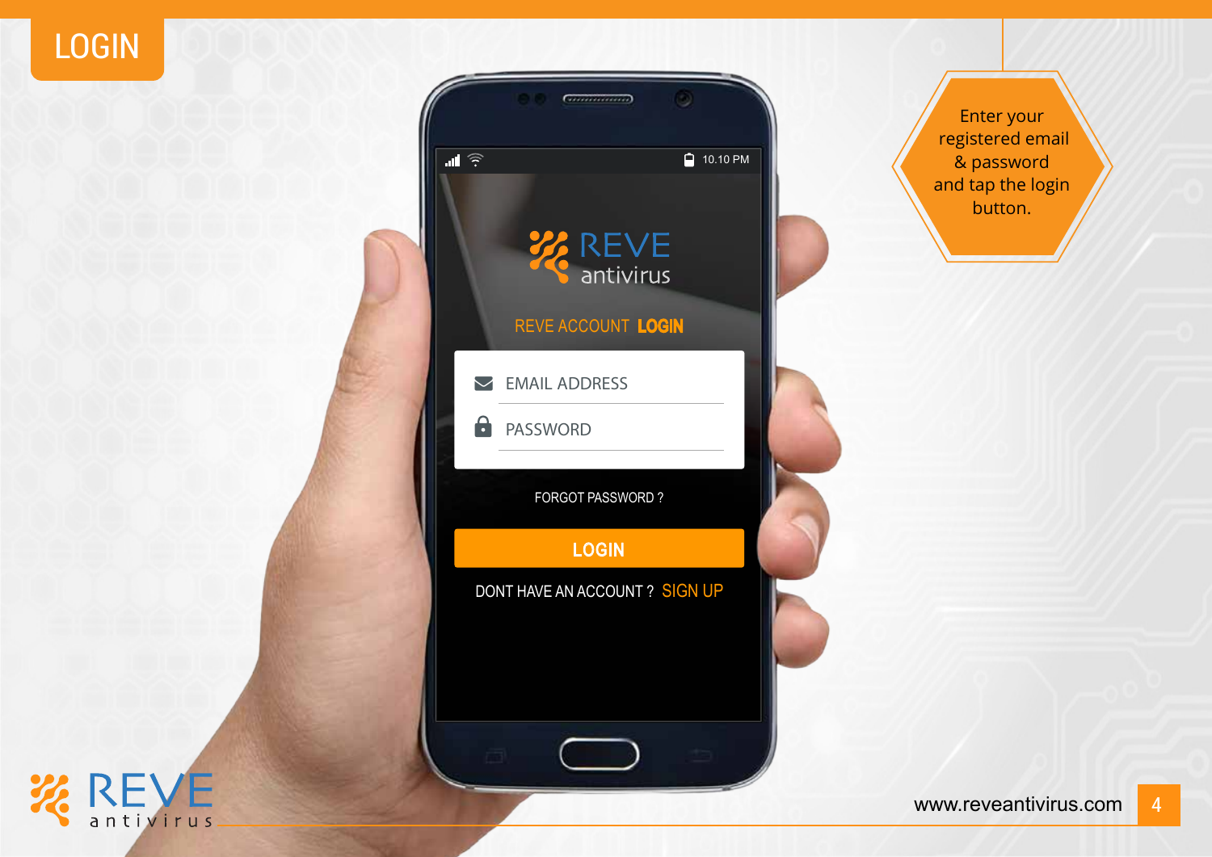# LOGIN

Enter your registered email & password and tap the login button.

REVE ACCOUNT **LOGIN**

EMAIL ADDRESS

PASSWORD

FORGOT PASSWORD ?

**LOGIN**

DONT HAVE AN ACCOUNT ? SIGN UP

www.reveantivirus.com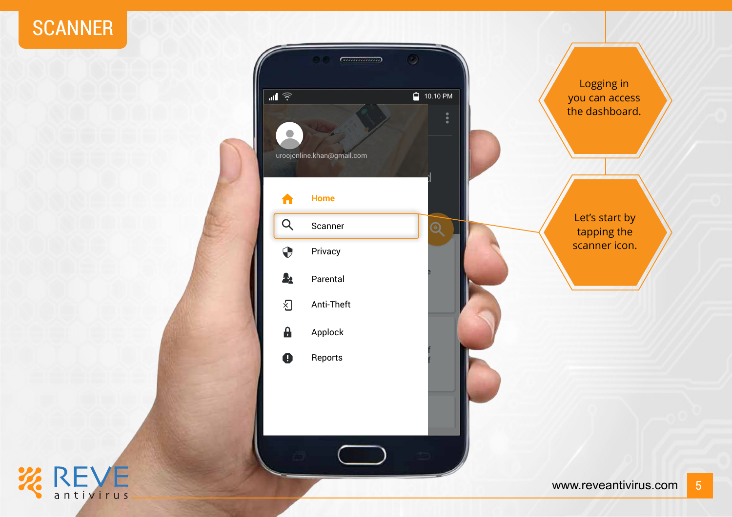# SCANNER

Logging in you can access the dashboard.

Let's start by tapping the scanner icon.

uroojonline.khan@gmail.com

- Home
- Scanner
- Privacy
- Parental
- Anti-Theft
- Applock
- Reports

www.reveantivirus.com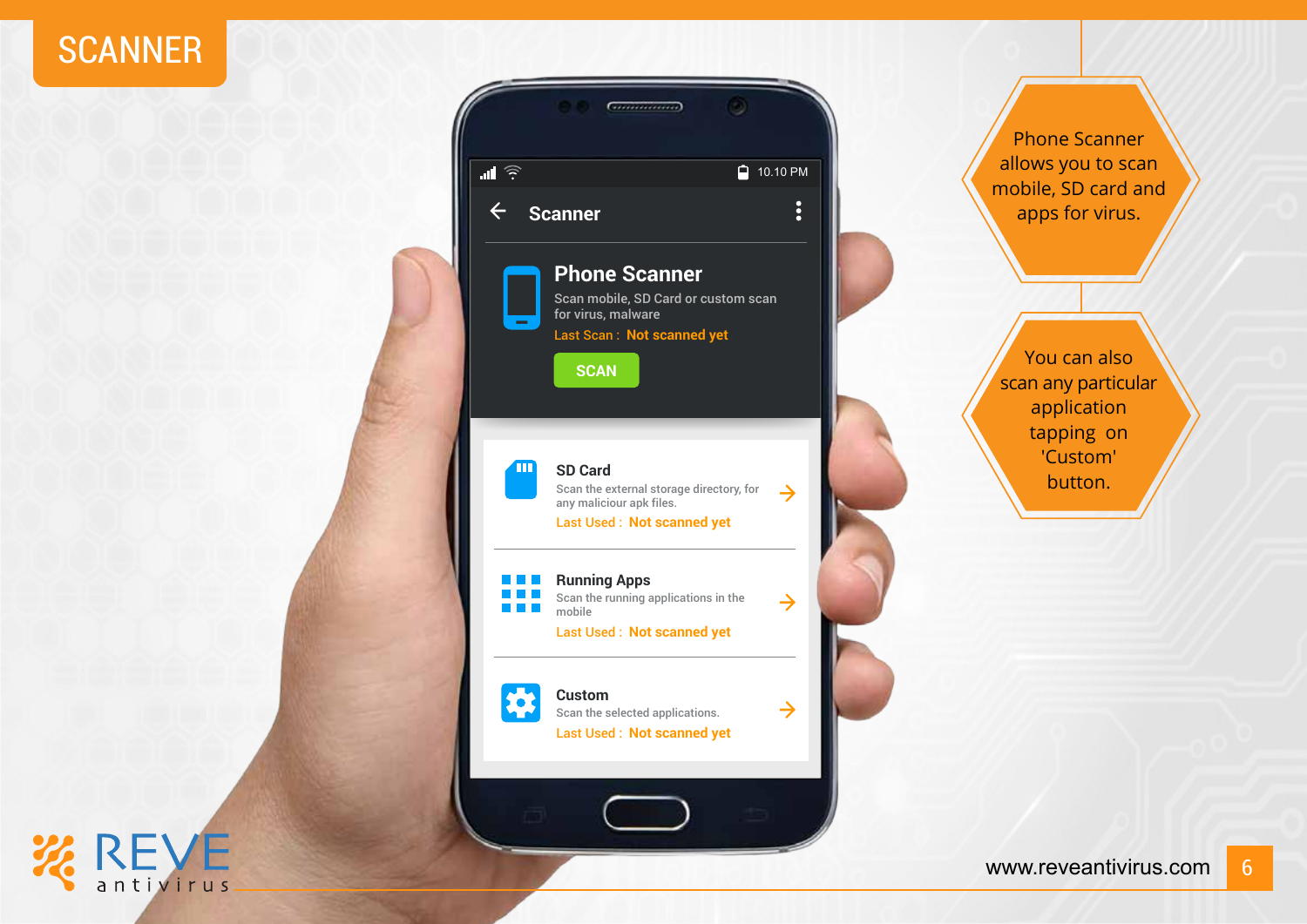# SCANNER

Scanner

**Phone Scanner**

Scan mobile, SD Card or custom scan for virus, malware

Last Scan : Not scanned yet

SCAN

**SD Card**

Scan the external storage directory, for any maliciour apk files.

Last Used : Not scanned yet

**Running Apps**

Scan the running applications in the mobile

Last Used : Not scanned yet

**Custom**

Scan the selected applications.

Last Used : Not scanned yet

Phone Scanner allows you to scan mobile, SD card and apps for virus.

You can also scan any particular application tapping on 'Custom' button.

www.reveantivirus.com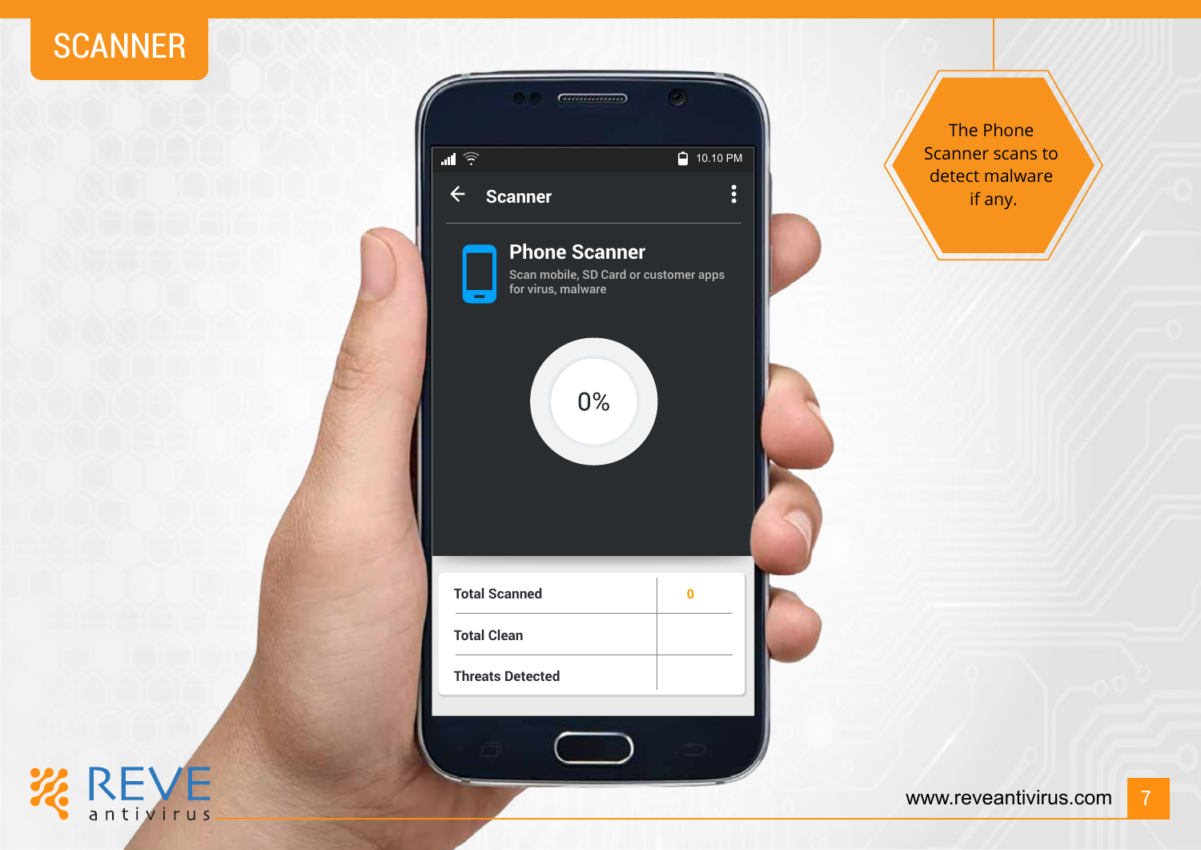# SCANNER

The Phone Scanner scans to detect malware if any.

Scanner

**Phone Scanner**

Scan mobile, SD Card or customer apps for virus, malware

0%

| Total Scanned | 0 |
|---|---|
| Total Clean | |
| Threats Detected | |

REVE antivirus

www.reveantivirus.com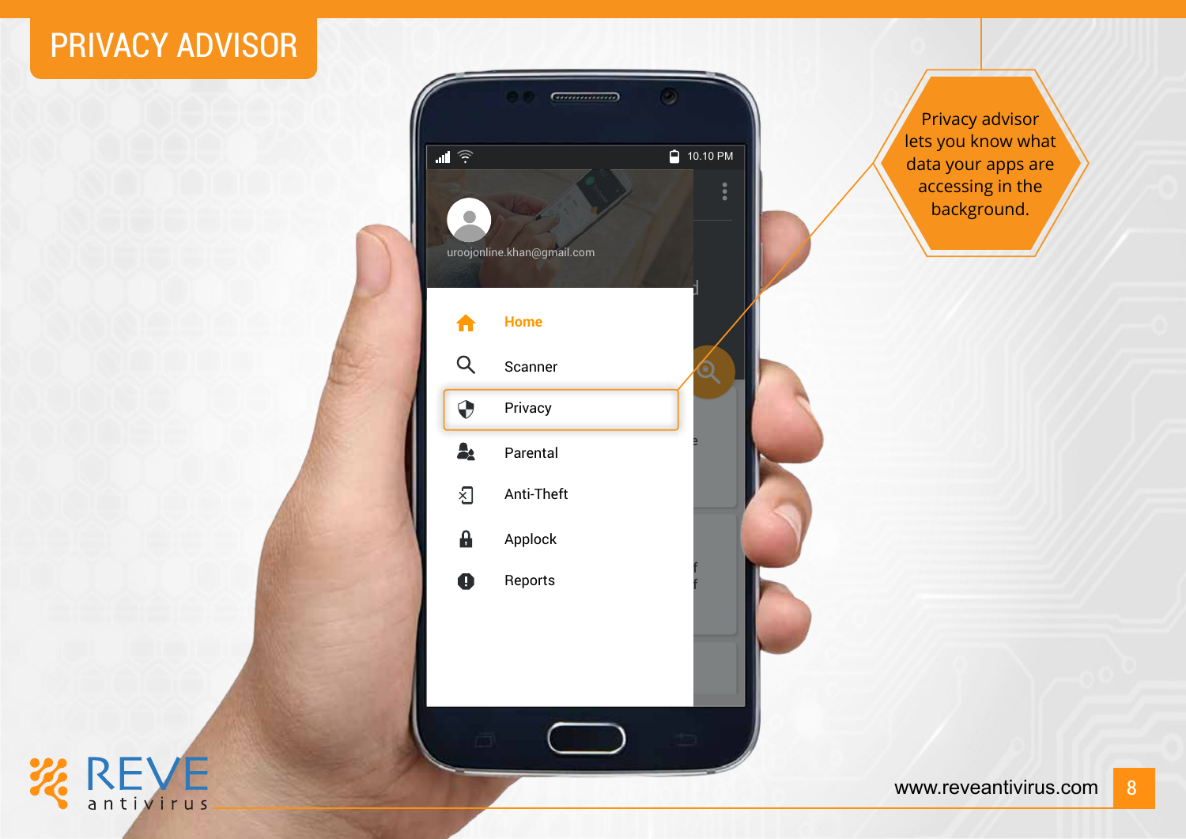# PRIVACY ADVISOR

Privacy advisor lets you know what data your apps are accessing in the background.

uroojonline.khan@gmail.com

- Home
- Scanner
- Privacy
- Parental
- Anti-Theft
- Applock
- Reports

www.reveantivirus.com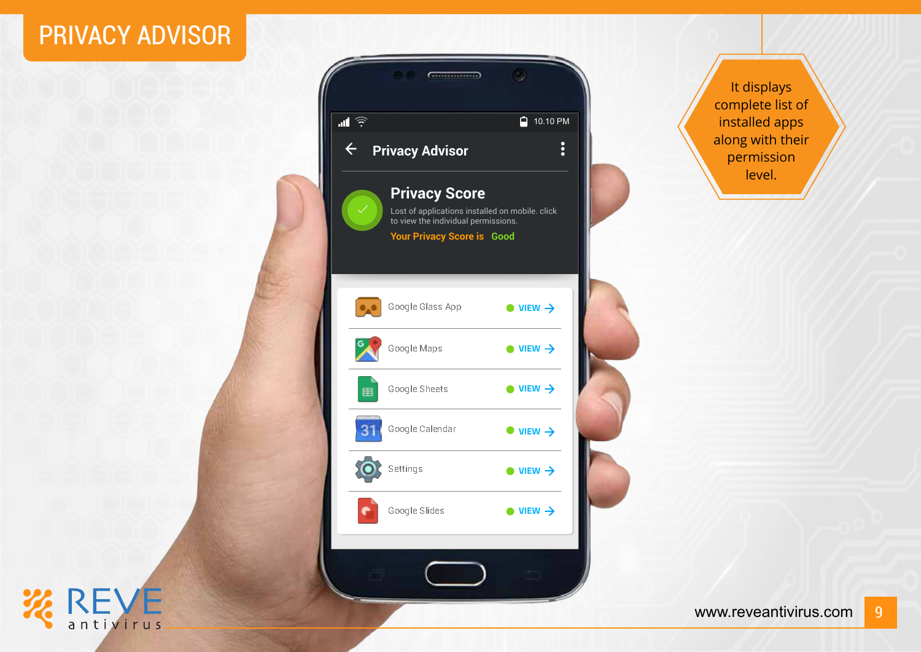# PRIVACY ADVISOR

It displays complete list of installed apps along with their permission level.

**Privacy Advisor**

**Privacy Score**

Lost of applications installed on mobile. click to view the individual permissions.

Your Privacy Score is Good

- Google Glass App — VIEW
- Google Maps — VIEW
- Google Sheets — VIEW
- Google Calendar — VIEW
- Settings — VIEW
- Google Slides — VIEW

www.reveantivirus.com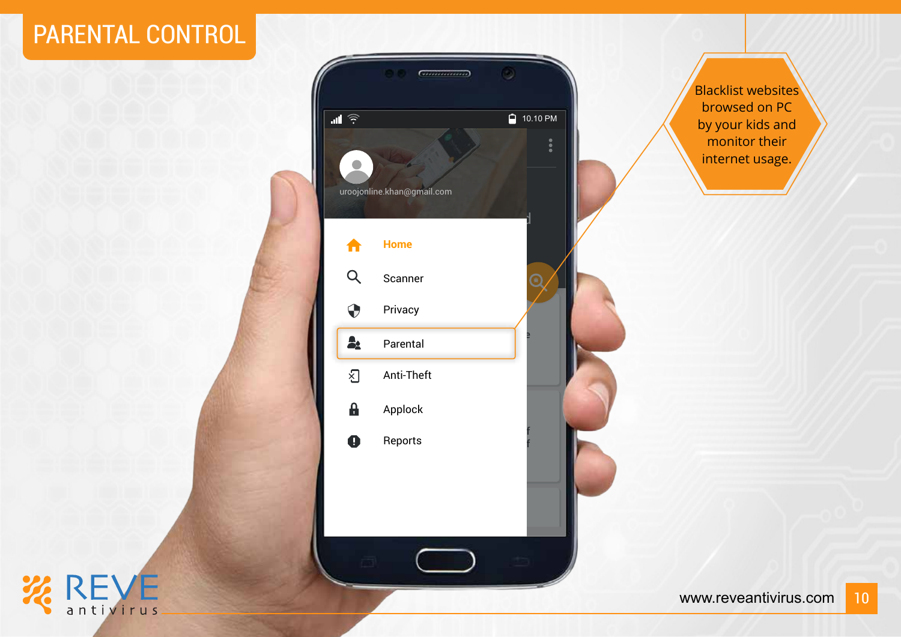# PARENTAL CONTROL

Blacklist websites browsed on PC by your kids and monitor their internet usage.

uroojonline.khan@gmail.com

- Home
- Scanner
- Privacy
- Parental
- Anti-Theft
- Applock
- Reports

REVE antivirus

www.reveantivirus.com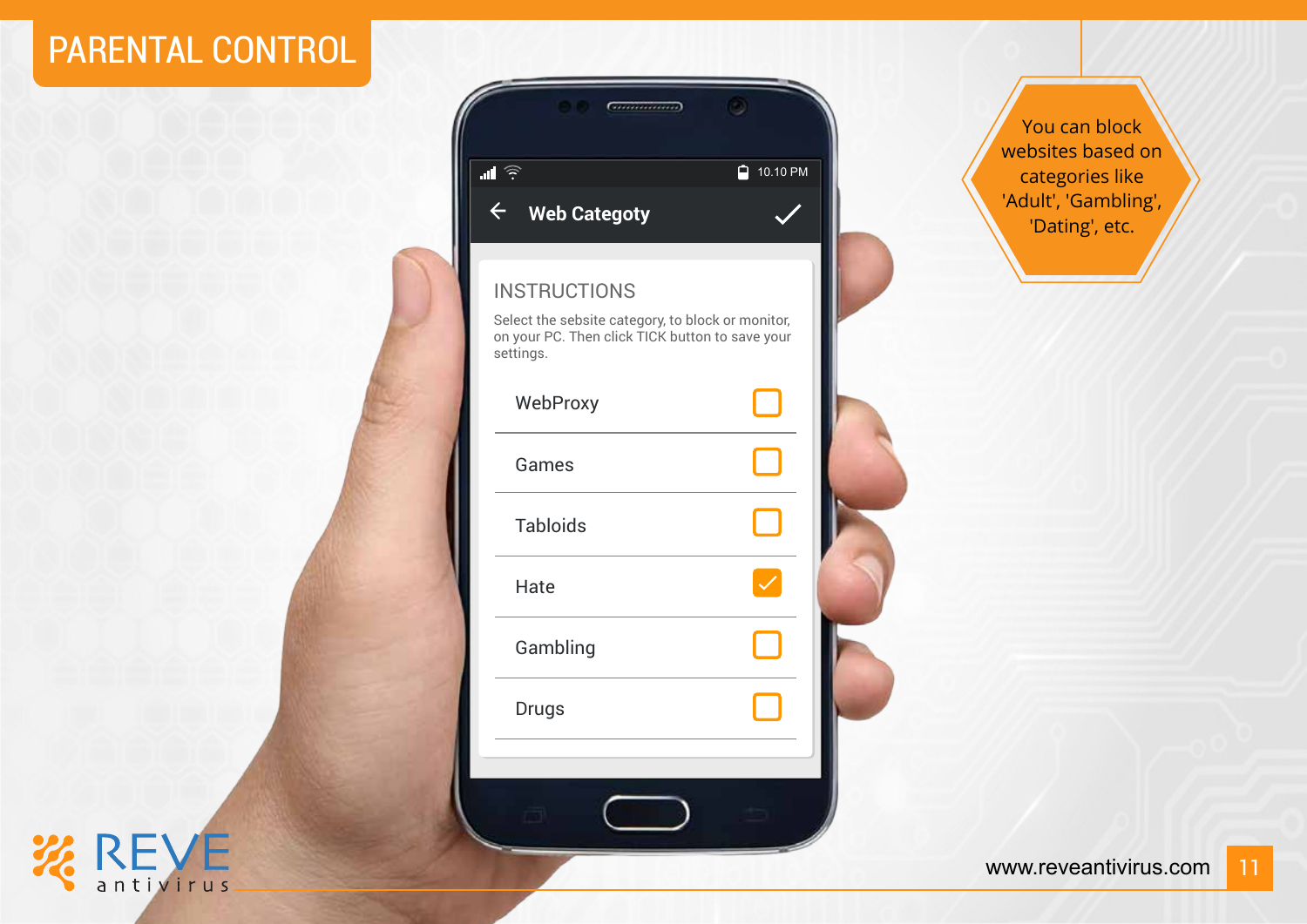# PARENTAL CONTROL

You can block websites based on categories like 'Adult', 'Gambling', 'Dating', etc.

**Web Categoty**

INSTRUCTIONS

Select the sebsite category, to block or monitor, on your PC. Then click TICK button to save your settings.

- [ ] WebProxy
- [ ] Games
- [ ] Tabloids
- [x] Hate
- [ ] Gambling
- [ ] Drugs

www.reveantivirus.com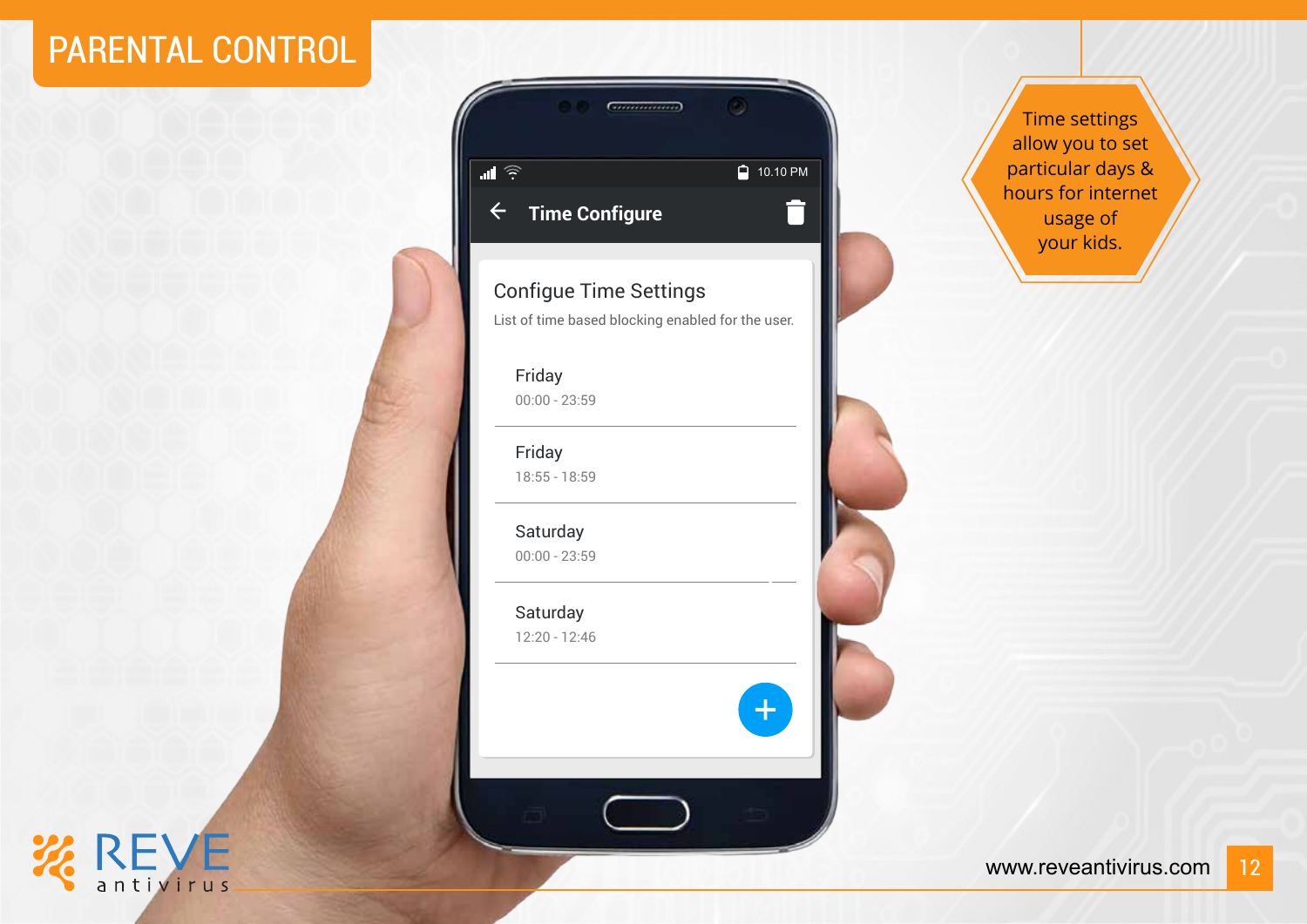# PARENTAL CONTROL

Time settings allow you to set particular days & hours for internet usage of your kids.

## Time Configure

### Configigue Time Settings

List of time based blocking enabled for the user.

- Friday
  00:00 - 23:59
- Friday
  18:55 - 18:59
- Saturday
  00:00 - 23:59
- Saturday
  12:20 - 12:46

REVE antivirus

www.reveantivirus.com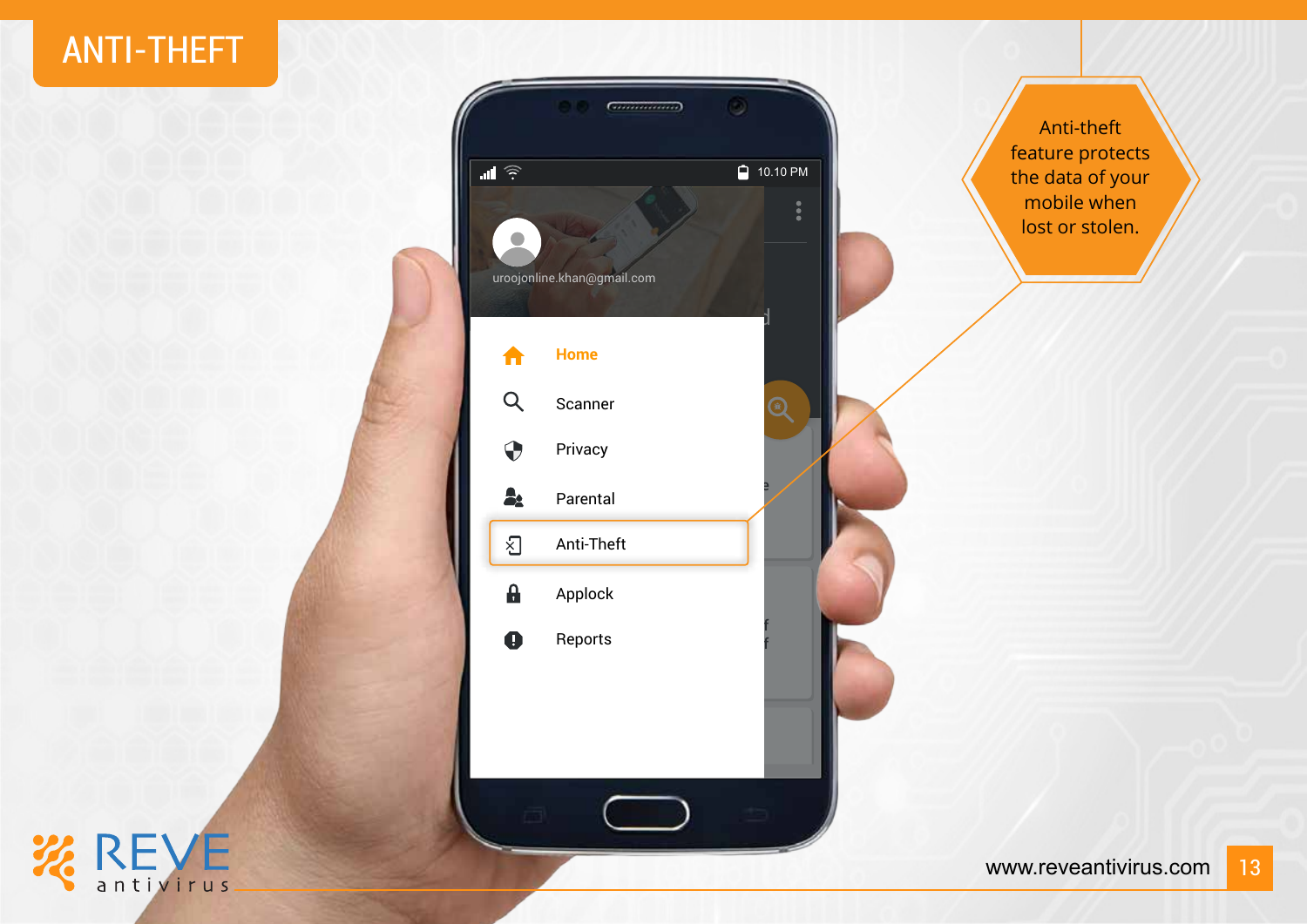# ANTI-THEFT

Anti-theft feature protects the data of your mobile when lost or stolen.

- Home
- Scanner
- Privacy
- Parental
- Anti-Theft
- Applock
- Reports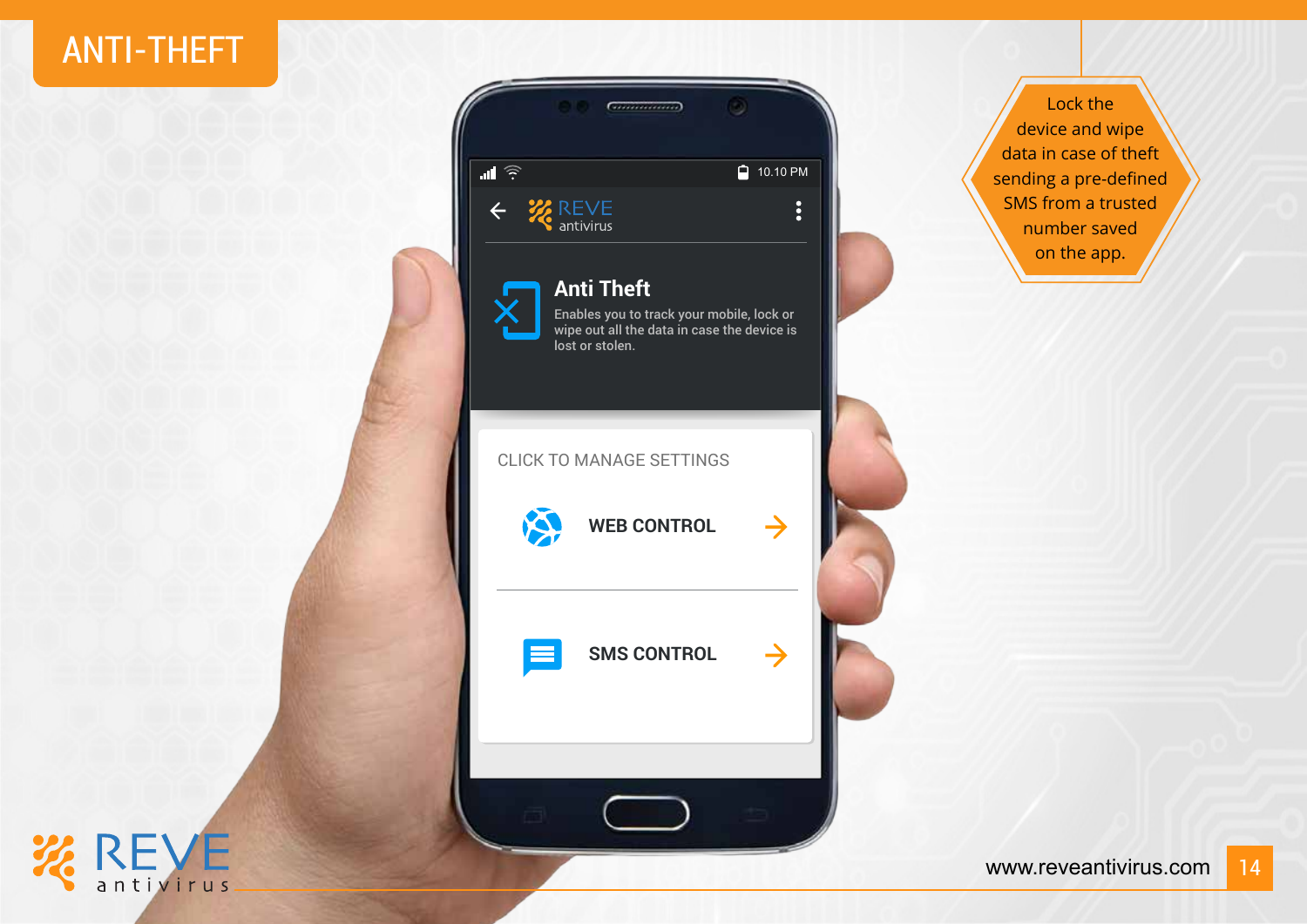# ANTI-THEFT

Lock the device and wipe data in case of theft sending a pre-defined SMS from a trusted number saved on the app.

REVE antivirus

## Anti Theft

Enables you to track your mobile, lock or wipe out all the data in case the device is lost or stolen.

CLICK TO MANAGE SETTINGS

- WEB CONTROL
- SMS CONTROL

www.reveantivirus.com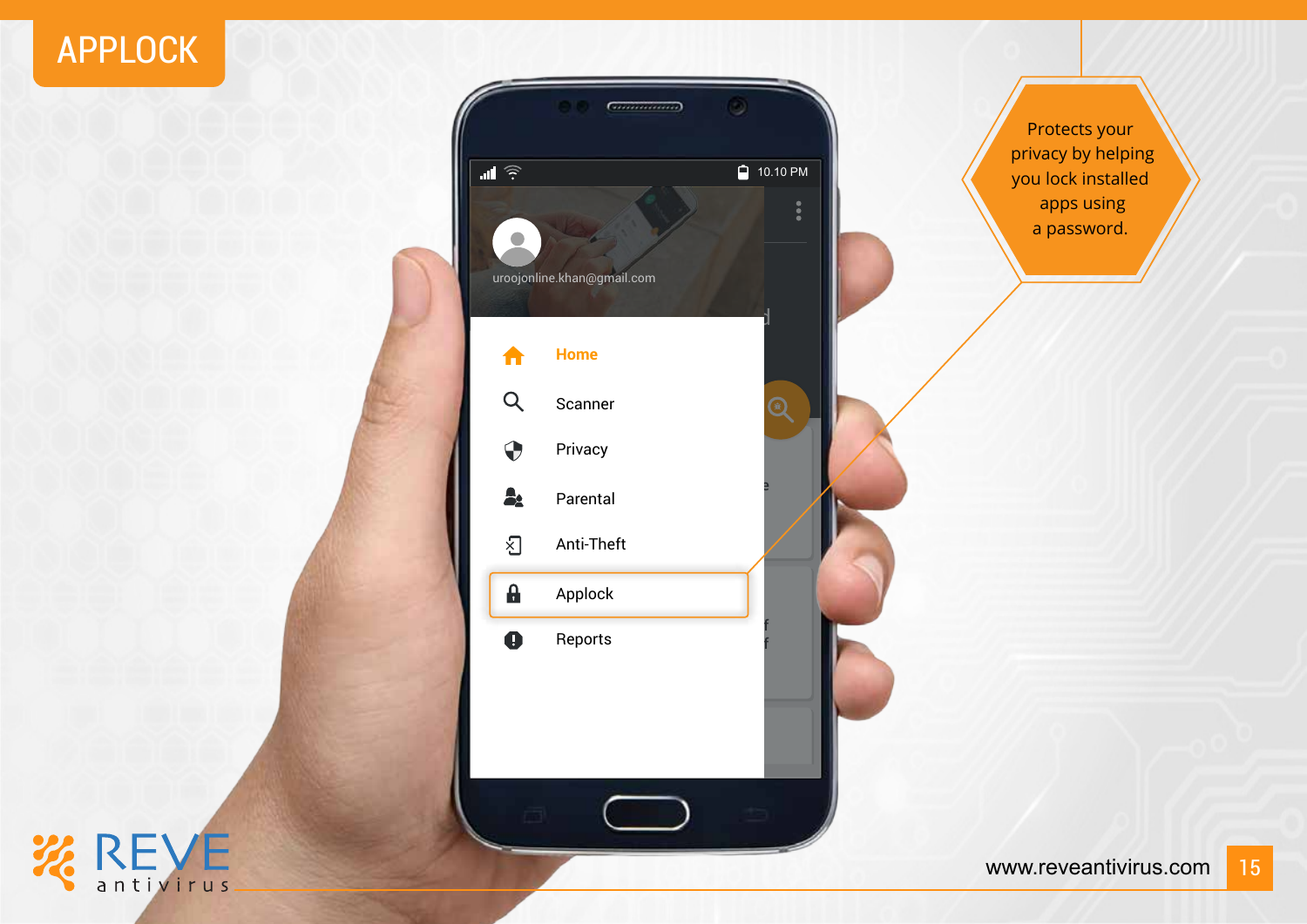# APPLOCK

uroojonline.khan@gmail.com

- Home
- Scanner
- Privacy
- Parental
- Anti-Theft
- Applock
- Reports

Protects your privacy by helping you lock installed apps using a password.

www.reveantivirus.com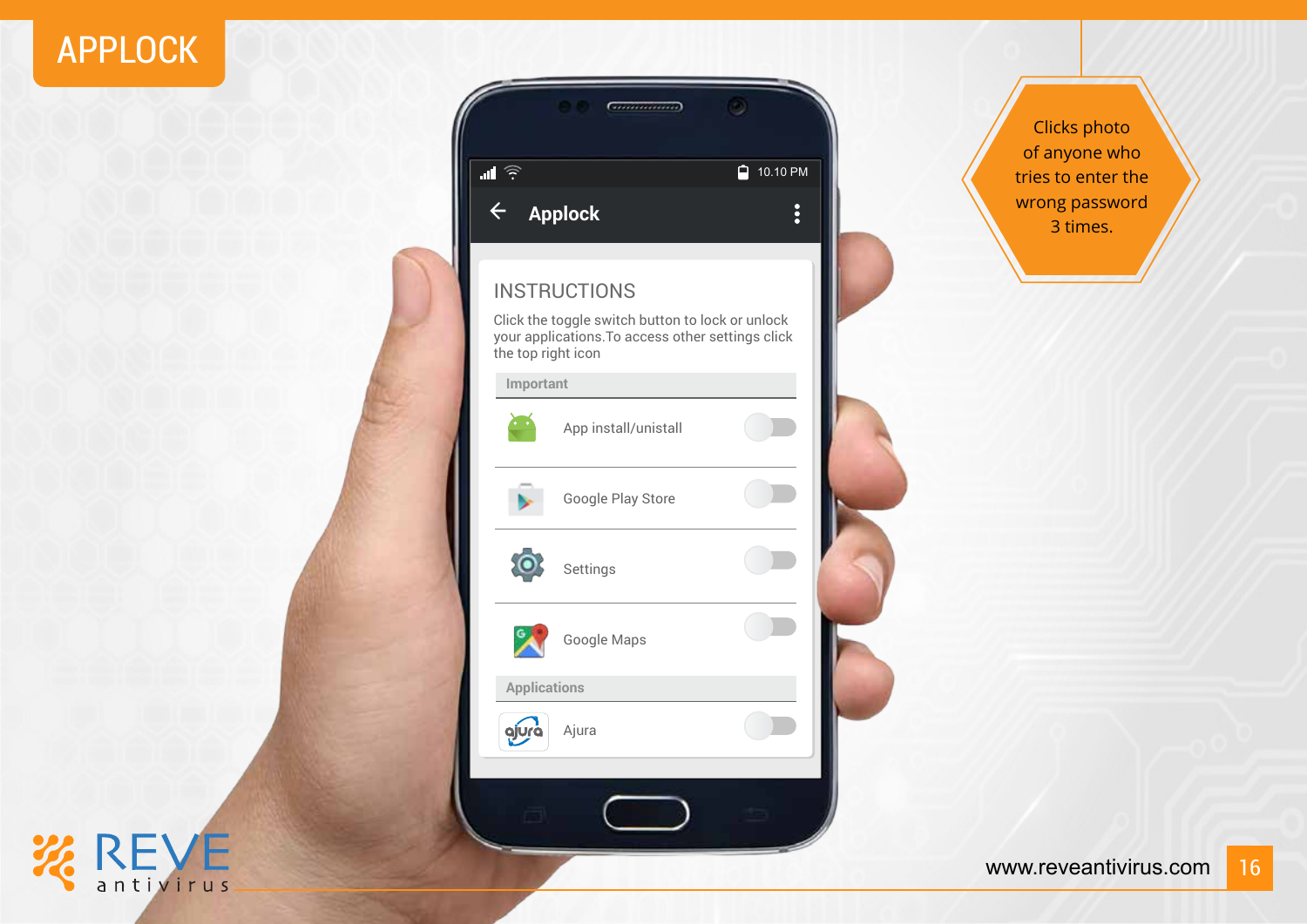# APPLOCK

Clicks photo of anyone who tries to enter the wrong password 3 times.

**Applock**

INSTRUCTIONS

Click the toggle switch button to lock or unlock your applications.To access other settings click the top right icon

**Important**

- App install/unistall
- Google Play Store
- Settings
- Google Maps

**Applications**

- Ajura

www.reveantivirus.com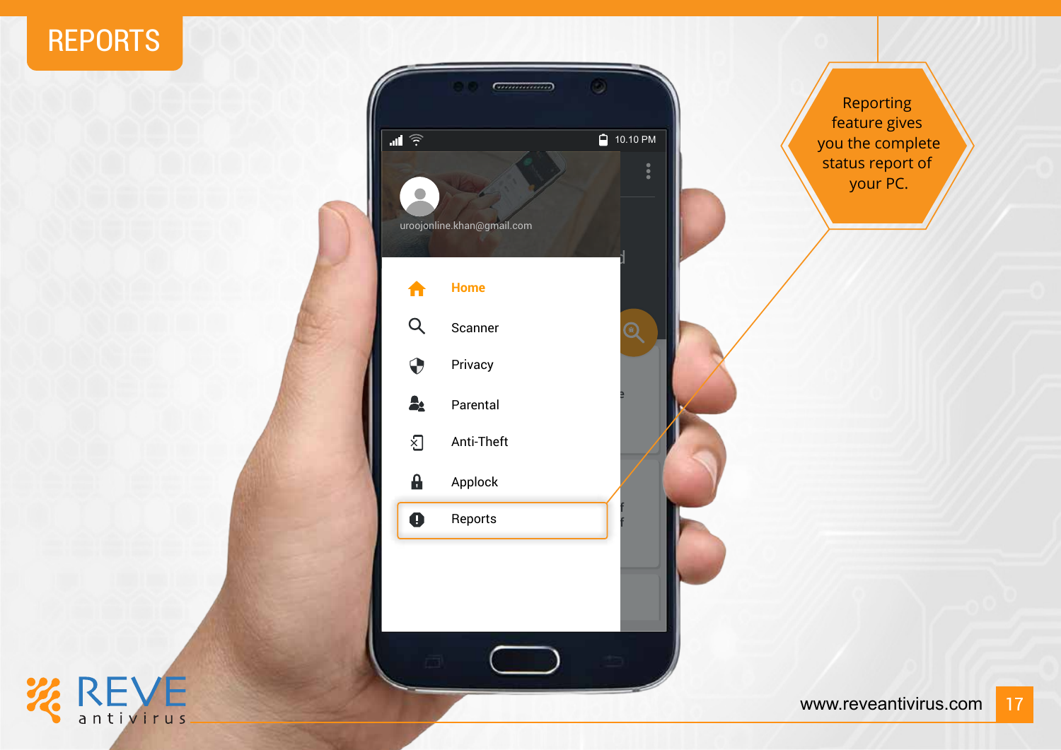# REPORTS

Reporting feature gives you the complete status report of your PC.

uroojonline.khan@gmail.com

- Home
- Scanner
- Privacy
- Parental
- Anti-Theft
- Applock
- Reports

www.reveantivirus.com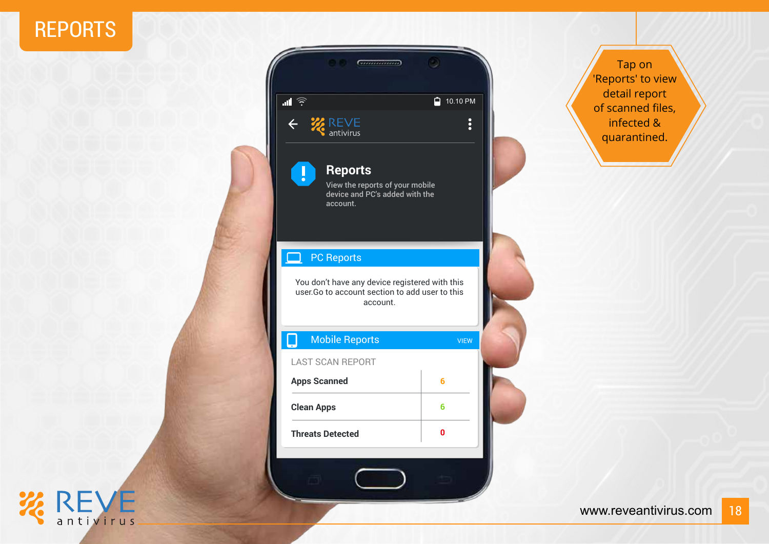# REPORTS

Tap on 'Reports' to view detail report of scanned files, infected & quarantined.

REVE antivirus

**Reports**

View the reports of your mobile device and PC's added with the account.

**PC Reports**

You don't have any device registered with this user.Go to account section to add user to this account.

**Mobile Reports** VIEW

LAST SCAN REPORT

| | |
|---|---|
| **Apps Scanned** | 6 |
| **Clean Apps** | 6 |
| **Threats Detected** | 0 |

www.reveantivirus.com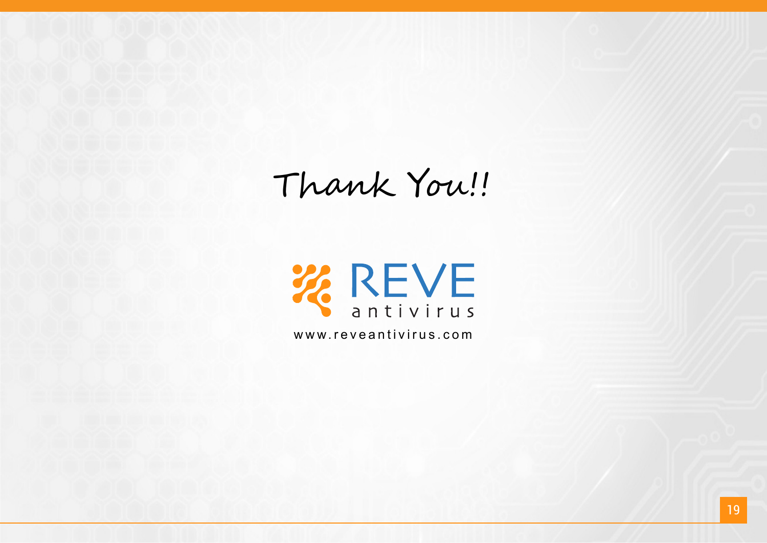# Thank You!!

REVE antivirus

www.reveantivirus.com